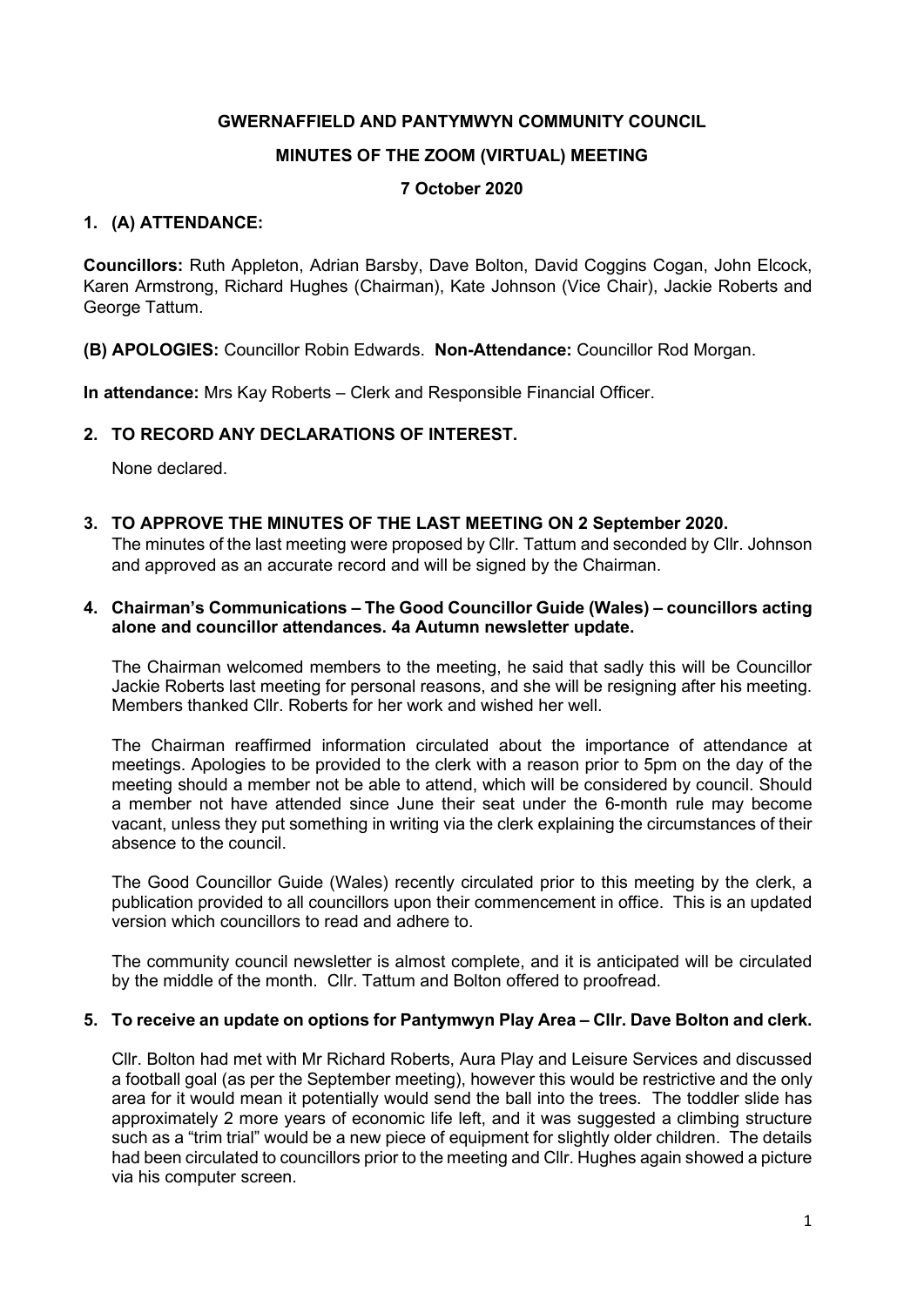# GWERNAFFIELD AND PANTYMWYN COMMUNITY COUNCIL

## MINUTES OF THE ZOOM (VIRTUAL) MEETING

### 7 October 2020

**1. (A) ATTENDANCE:**

**Councillors:** Ruth Appleton, Adrian Barsby, Dave Bolton, David Coggins Cogan, John Elcock, Karen Armstrong, Richard Hughes (Chairman), Kate Johnson (Vice Chair), Jackie Roberts and George Tattum.

**(B) APOLOGIES:** Councillor Robin Edwards. **Non-Attendance:** Councillor Rod Morgan.

**In attendance:** Mrs Kay Roberts – Clerk and Responsible Financial Officer.

**2. TO RECORD ANY DECLARATIONS OF INTEREST.**

None declared.

**3. TO APPROVE THE MINUTES OF THE LAST MEETING ON 2 September 2020.**

The minutes of the last meeting were proposed by Cllr. Tattum and seconded by Cllr. Johnson and approved as an accurate record and will be signed by the Chairman.

**4. Chairman's Communications – The Good Councillor Guide (Wales) – councillors acting alone and councillor attendances. 4a Autumn newsletter update.**

The Chairman welcomed members to the meeting, he said that sadly this will be Councillor Jackie Roberts last meeting for personal reasons, and she will be resigning after his meeting. Members thanked Cllr. Roberts for her work and wished her well.

The Chairman reaffirmed information circulated about the importance of attendance at meetings. Apologies to be provided to the clerk with a reason prior to 5pm on the day of the meeting should a member not be able to attend, which will be considered by council. Should a member not have attended since June their seat under the 6-month rule may become vacant, unless they put something in writing via the clerk explaining the circumstances of their absence to the council.

The Good Councillor Guide (Wales) recently circulated prior to this meeting by the clerk, a publication provided to all councillors upon their commencement in office. This is an updated version which councillors to read and adhere to.

The community council newsletter is almost complete, and it is anticipated will be circulated by the middle of the month. Cllr. Tattum and Bolton offered to proofread.

**5. To receive an update on options for Pantymwyn Play Area – Cllr. Dave Bolton and clerk.**

Cllr. Bolton had met with Mr Richard Roberts, Aura Play and Leisure Services and discussed a football goal (as per the September meeting), however this would be restrictive and the only area for it would mean it potentially would send the ball into the trees. The toddler slide has approximately 2 more years of economic life left, and it was suggested a climbing structure such as a "trim trial" would be a new piece of equipment for slightly older children. The details had been circulated to councillors prior to the meeting and Cllr. Hughes again showed a picture via his computer screen.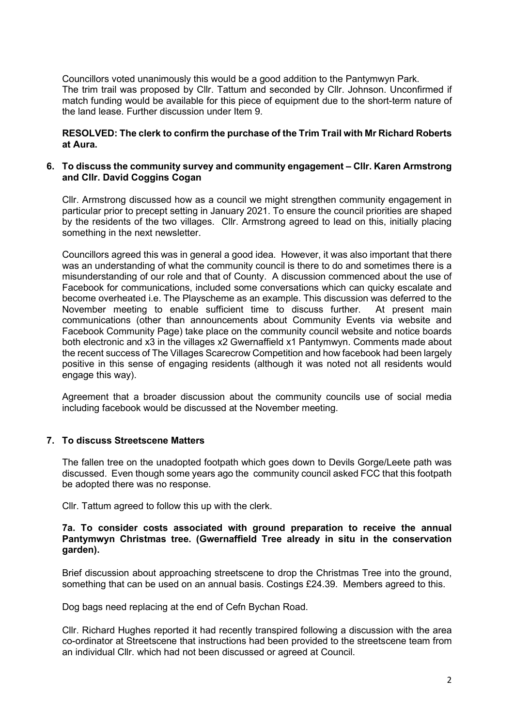Councillors voted unanimously this would be a good addition to the Pantymwyn Park.
The trim trail was proposed by Cllr. Tattum and seconded by Cllr. Johnson. Unconfirmed if match funding would be available for this piece of equipment due to the short-term nature of the land lease. Further discussion under Item 9.

**RESOLVED: The clerk to confirm the purchase of the Trim Trail with Mr Richard Roberts at Aura.**

### 6. To discuss the community survey and community engagement – Cllr. Karen Armstrong and Cllr. David Coggins Cogan

Cllr. Armstrong discussed how as a council we might strengthen community engagement in particular prior to precept setting in January 2021. To ensure the council priorities are shaped by the residents of the two villages. Cllr. Armstrong agreed to lead on this, initially placing something in the next newsletter.

Councillors agreed this was in general a good idea. However, it was also important that there was an understanding of what the community council is there to do and sometimes there is a misunderstanding of our role and that of County. A discussion commenced about the use of Facebook for communications, included some conversations which can quicky escalate and become overheated i.e. The Playscheme as an example. This discussion was deferred to the November meeting to enable sufficient time to discuss further. At present main communications (other than announcements about Community Events via website and Facebook Community Page) take place on the community council website and notice boards both electronic and x3 in the villages x2 Gwernaffield x1 Pantymwyn. Comments made about the recent success of The Villages Scarecrow Competition and how facebook had been largely positive in this sense of engaging residents (although it was noted not all residents would engage this way).

Agreement that a broader discussion about the community councils use of social media including facebook would be discussed at the November meeting.

### 7. To discuss Streetscene Matters

The fallen tree on the unadopted footpath which goes down to Devils Gorge/Leete path was discussed. Even though some years ago the community council asked FCC that this footpath be adopted there was no response.

Cllr. Tattum agreed to follow this up with the clerk.

**7a. To consider costs associated with ground preparation to receive the annual Pantymwyn Christmas tree. (Gwernaffield Tree already in situ in the conservation garden).**

Brief discussion about approaching streetscene to drop the Christmas Tree into the ground, something that can be used on an annual basis. Costings £24.39. Members agreed to this.

Dog bags need replacing at the end of Cefn Bychan Road.

Cllr. Richard Hughes reported it had recently transpired following a discussion with the area co-ordinator at Streetscene that instructions had been provided to the streetscene team from an individual Cllr. which had not been discussed or agreed at Council.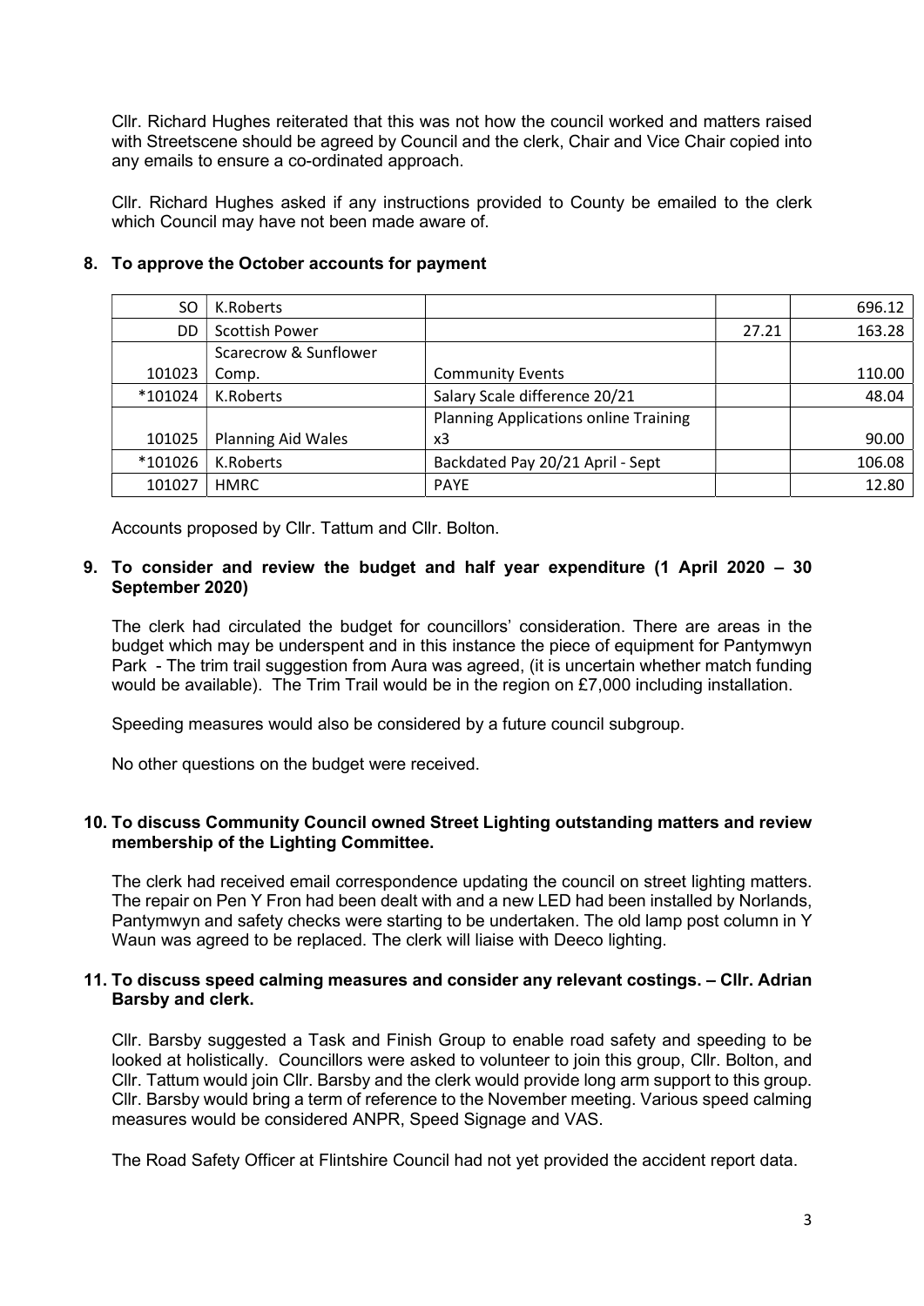Cllr. Richard Hughes reiterated that this was not how the council worked and matters raised with Streetscene should be agreed by Council and the clerk, Chair and Vice Chair copied into any emails to ensure a co-ordinated approach.

Cllr. Richard Hughes asked if any instructions provided to County be emailed to the clerk which Council may have not been made aware of.

## 8. To approve the October accounts for payment

| | | | | |
|---|---|---|---|---|
| SO | K.Roberts | | | 696.12 |
| DD | Scottish Power | | 27.21 | 163.28 |
| 101023 | Scarecrow & Sunflower Comp. | Community Events | | 110.00 |
| *101024 | K.Roberts | Salary Scale difference 20/21 | | 48.04 |
| 101025 | Planning Aid Wales | Planning Applications online Training x3 | | 90.00 |
| *101026 | K.Roberts | Backdated Pay 20/21 April - Sept | | 106.08 |
| 101027 | HMRC | PAYE | | 12.80 |

Accounts proposed by Cllr. Tattum and Cllr. Bolton.

## 9. To consider and review the budget and half year expenditure (1 April 2020 – 30 September 2020)

The clerk had circulated the budget for councillors' consideration. There are areas in the budget which may be underspent and in this instance the piece of equipment for Pantymwyn Park - The trim trail suggestion from Aura was agreed, (it is uncertain whether match funding would be available). The Trim Trail would be in the region on £7,000 including installation.

Speeding measures would also be considered by a future council subgroup.

No other questions on the budget were received.

## 10. To discuss Community Council owned Street Lighting outstanding matters and review membership of the Lighting Committee.

The clerk had received email correspondence updating the council on street lighting matters. The repair on Pen Y Fron had been dealt with and a new LED had been installed by Norlands, Pantymwyn and safety checks were starting to be undertaken. The old lamp post column in Y Waun was agreed to be replaced. The clerk will liaise with Deeco lighting.

## 11. To discuss speed calming measures and consider any relevant costings. – Cllr. Adrian Barsby and clerk.

Cllr. Barsby suggested a Task and Finish Group to enable road safety and speeding to be looked at holistically. Councillors were asked to volunteer to join this group, Cllr. Bolton, and Cllr. Tattum would join Cllr. Barsby and the clerk would provide long arm support to this group. Cllr. Barsby would bring a term of reference to the November meeting. Various speed calming measures would be considered ANPR, Speed Signage and VAS.

The Road Safety Officer at Flintshire Council had not yet provided the accident report data.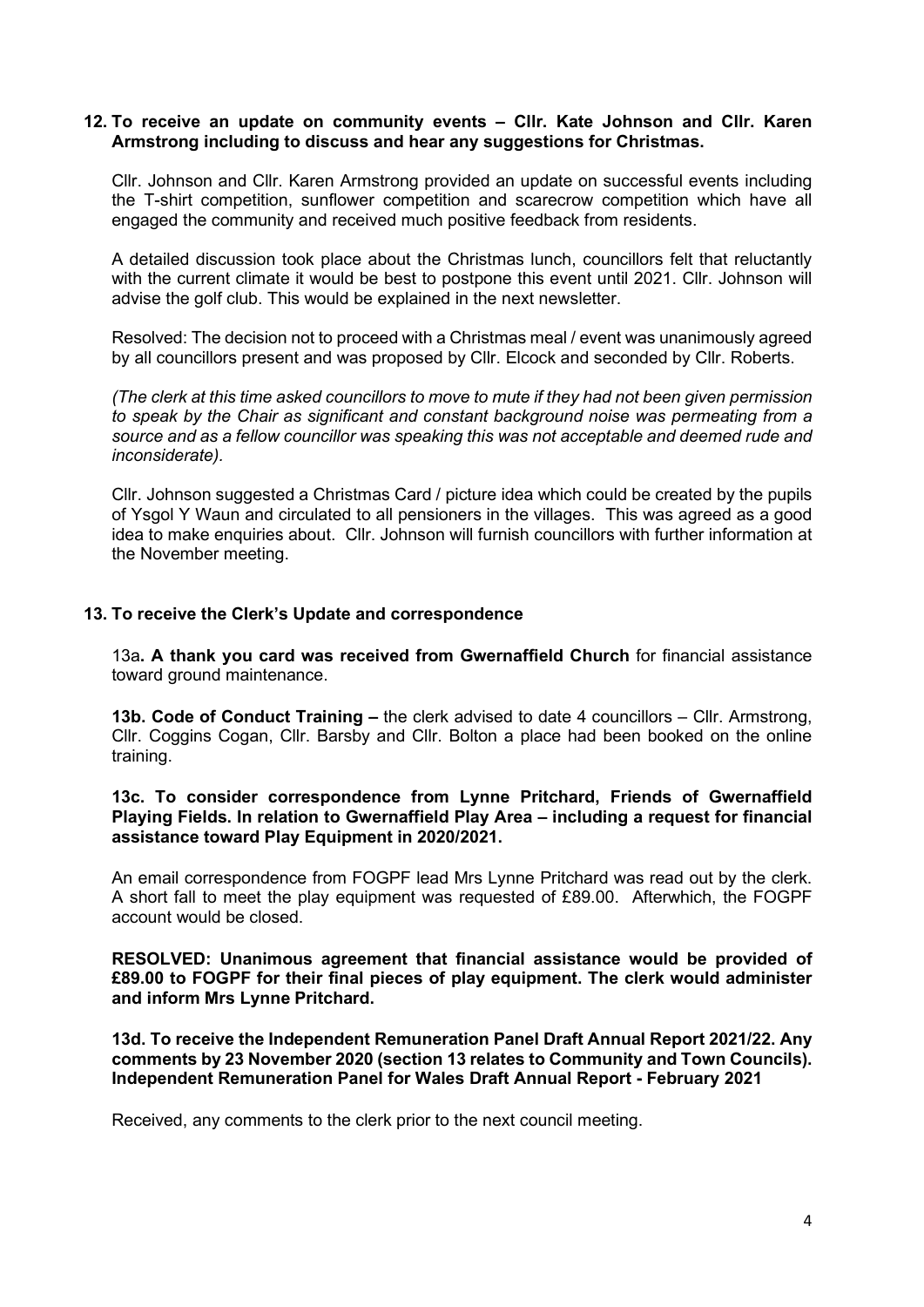**12. To receive an update on community events – Cllr. Kate Johnson and Cllr. Karen Armstrong including to discuss and hear any suggestions for Christmas.**

Cllr. Johnson and Cllr. Karen Armstrong provided an update on successful events including the T-shirt competition, sunflower competition and scarecrow competition which have all engaged the community and received much positive feedback from residents.

A detailed discussion took place about the Christmas lunch, councillors felt that reluctantly with the current climate it would be best to postpone this event until 2021. Cllr. Johnson will advise the golf club. This would be explained in the next newsletter.

Resolved: The decision not to proceed with a Christmas meal / event was unanimously agreed by all councillors present and was proposed by Cllr. Elcock and seconded by Cllr. Roberts.

*(The clerk at this time asked councillors to move to mute if they had not been given permission to speak by the Chair as significant and constant background noise was permeating from a source and as a fellow councillor was speaking this was not acceptable and deemed rude and inconsiderate).*

Cllr. Johnson suggested a Christmas Card / picture idea which could be created by the pupils of Ysgol Y Waun and circulated to all pensioners in the villages. This was agreed as a good idea to make enquiries about. Cllr. Johnson will furnish councillors with further information at the November meeting.

**13. To receive the Clerk's Update and correspondence**

13a**. A thank you card was received from Gwernaffield Church** for financial assistance toward ground maintenance.

**13b. Code of Conduct Training –** the clerk advised to date 4 councillors – Cllr. Armstrong, Cllr. Coggins Cogan, Cllr. Barsby and Cllr. Bolton a place had been booked on the online training.

**13c. To consider correspondence from Lynne Pritchard, Friends of Gwernaffield Playing Fields. In relation to Gwernaffield Play Area – including a request for financial assistance toward Play Equipment in 2020/2021.**

An email correspondence from FOGPF lead Mrs Lynne Pritchard was read out by the clerk. A short fall to meet the play equipment was requested of £89.00. Afterwhich, the FOGPF account would be closed.

**RESOLVED: Unanimous agreement that financial assistance would be provided of £89.00 to FOGPF for their final pieces of play equipment. The clerk would administer and inform Mrs Lynne Pritchard.**

**13d. To receive the Independent Remuneration Panel Draft Annual Report 2021/22. Any comments by 23 November 2020 (section 13 relates to Community and Town Councils). Independent Remuneration Panel for Wales Draft Annual Report - February 2021**

Received, any comments to the clerk prior to the next council meeting.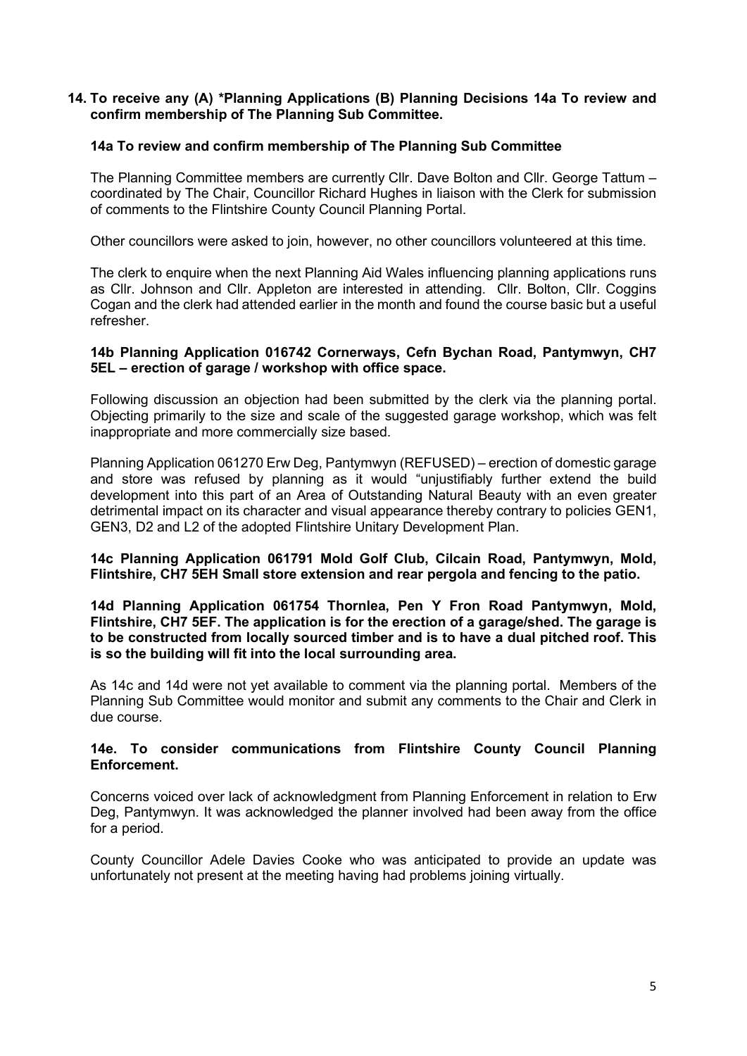## 14. To receive any (A) *Planning Applications (B) Planning Decisions 14a To review and confirm membership of The Planning Sub Committee.

### 14a To review and confirm membership of The Planning Sub Committee

The Planning Committee members are currently Cllr. Dave Bolton and Cllr. George Tattum – coordinated by The Chair, Councillor Richard Hughes in liaison with the Clerk for submission of comments to the Flintshire County Council Planning Portal.

Other councillors were asked to join, however, no other councillors volunteered at this time.

The clerk to enquire when the next Planning Aid Wales influencing planning applications runs as Cllr. Johnson and Cllr. Appleton are interested in attending. Cllr. Bolton, Cllr. Coggins Cogan and the clerk had attended earlier in the month and found the course basic but a useful refresher.

### 14b Planning Application 016742 Cornerways, Cefn Bychan Road, Pantymwyn, CH7 5EL – erection of garage / workshop with office space.

Following discussion an objection had been submitted by the clerk via the planning portal. Objecting primarily to the size and scale of the suggested garage workshop, which was felt inappropriate and more commercially size based.

Planning Application 061270 Erw Deg, Pantymwyn (REFUSED) – erection of domestic garage and store was refused by planning as it would "unjustifiably further extend the build development into this part of an Area of Outstanding Natural Beauty with an even greater detrimental impact on its character and visual appearance thereby contrary to policies GEN1, GEN3, D2 and L2 of the adopted Flintshire Unitary Development Plan.

### 14c Planning Application 061791 Mold Golf Club, Cilcain Road, Pantymwyn, Mold, Flintshire, CH7 5EH Small store extension and rear pergola and fencing to the patio.

### 14d Planning Application 061754 Thornlea, Pen Y Fron Road Pantymwyn, Mold, Flintshire, CH7 5EF. The application is for the erection of a garage/shed. The garage is to be constructed from locally sourced timber and is to have a dual pitched roof. This is so the building will fit into the local surrounding area.

As 14c and 14d were not yet available to comment via the planning portal. Members of the Planning Sub Committee would monitor and submit any comments to the Chair and Clerk in due course.

### 14e. To consider communications from Flintshire County Council Planning Enforcement.

Concerns voiced over lack of acknowledgment from Planning Enforcement in relation to Erw Deg, Pantymwyn. It was acknowledged the planner involved had been away from the office for a period.

County Councillor Adele Davies Cooke who was anticipated to provide an update was unfortunately not present at the meeting having had problems joining virtually.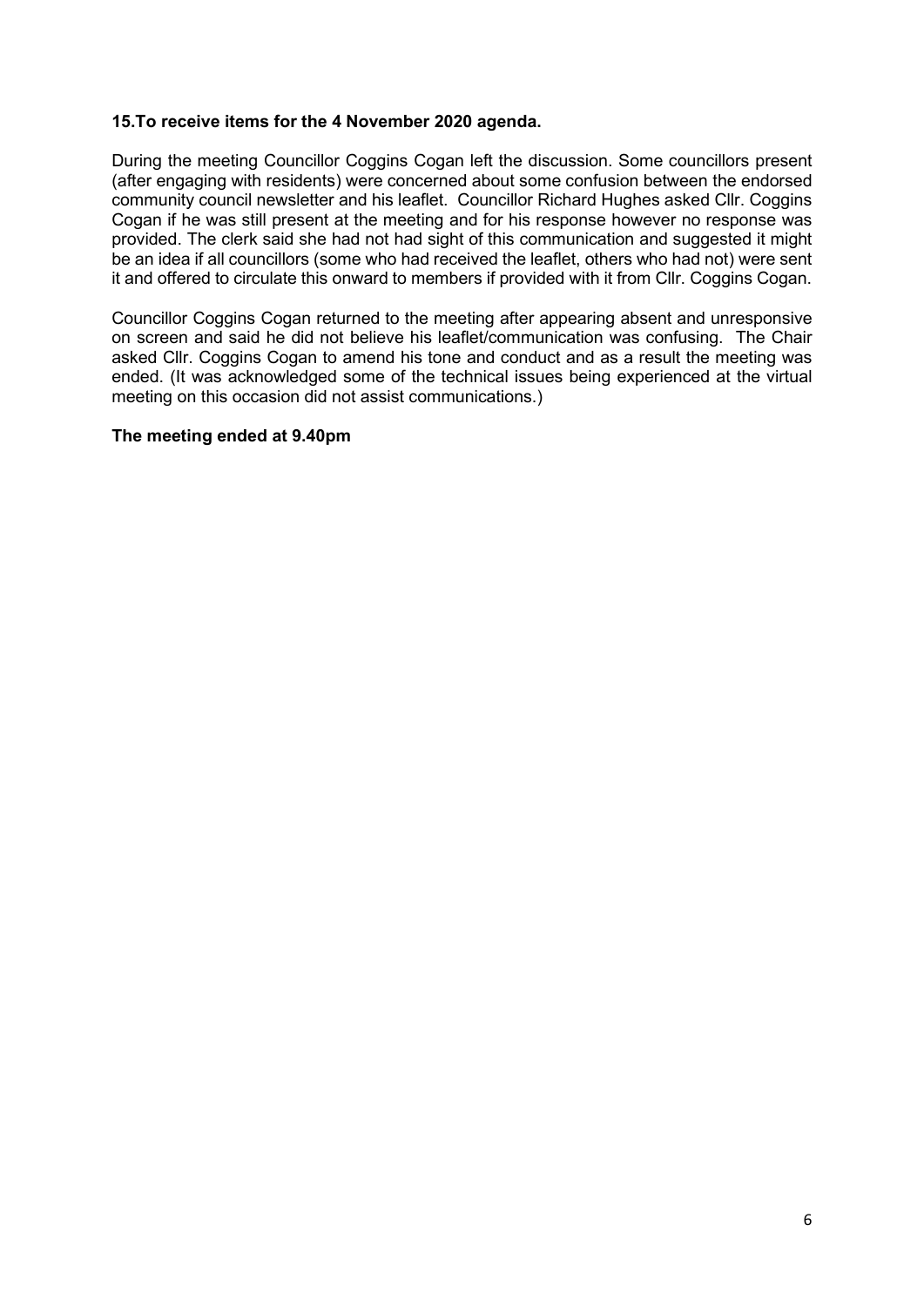**15.To receive items for the 4 November 2020 agenda.**

During the meeting Councillor Coggins Cogan left the discussion. Some councillors present (after engaging with residents) were concerned about some confusion between the endorsed community council newsletter and his leaflet. Councillor Richard Hughes asked Cllr. Coggins Cogan if he was still present at the meeting and for his response however no response was provided. The clerk said she had not had sight of this communication and suggested it might be an idea if all councillors (some who had received the leaflet, others who had not) were sent it and offered to circulate this onward to members if provided with it from Cllr. Coggins Cogan.

Councillor Coggins Cogan returned to the meeting after appearing absent and unresponsive on screen and said he did not believe his leaflet/communication was confusing. The Chair asked Cllr. Coggins Cogan to amend his tone and conduct and as a result the meeting was ended. (It was acknowledged some of the technical issues being experienced at the virtual meeting on this occasion did not assist communications.)

**The meeting ended at 9.40pm**